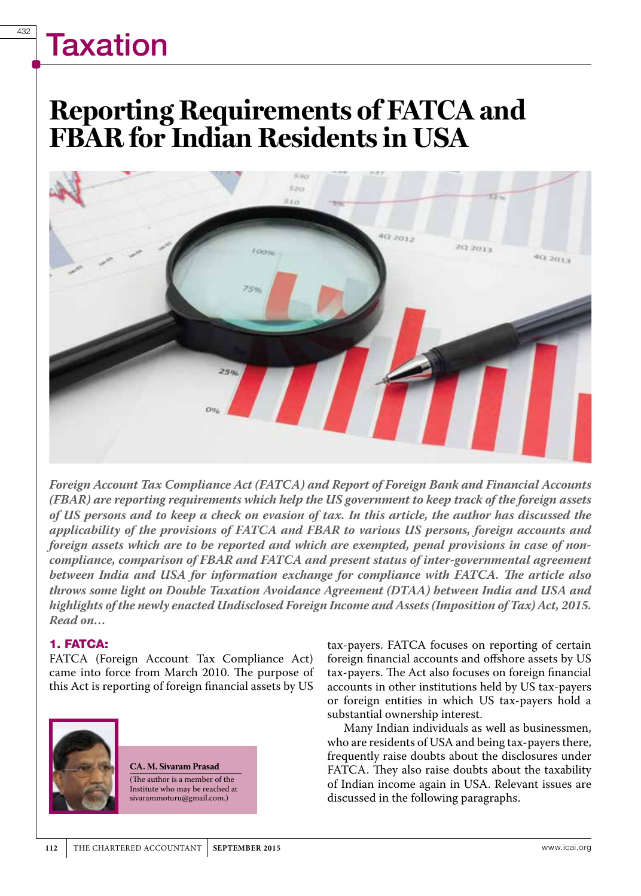# Taxation

# Reporting Requirements of FATCA and FBAR for Indian Residents in USA

*Foreign Account Tax Compliance Act (FATCA) and Report of Foreign Bank and Financial Accounts (FBAR) are reporting requirements which help the US government to keep track of the foreign assets of US persons and to keep a check on evasion of tax. In this article, the author has discussed the applicability of the provisions of FATCA and FBAR to various US persons, foreign accounts and foreign assets which are to be reported and which are exempted, penal provisions in case of non-compliance, comparison of FBAR and FATCA and present status of inter-governmental agreement between India and USA for information exchange for compliance with FATCA. The article also throws some light on Double Taxation Avoidance Agreement (DTAA) between India and USA and highlights of the newly enacted Undisclosed Foreign Income and Assets (Imposition of Tax) Act, 2015. Read on…*

**CA. M. Sivaram Prasad**
(The author is a member of the Institute who may be reached at sivarammoturu@gmail.com.)

## 1. FATCA:

FATCA (Foreign Account Tax Compliance Act) came into force from March 2010. The purpose of this Act is reporting of foreign financial assets by US tax-payers. FATCA focuses on reporting of certain foreign financial accounts and offshore assets by US tax-payers. The Act also focuses on foreign financial accounts in other institutions held by US tax-payers or foreign entities in which US tax-payers hold a substantial ownership interest.

Many Indian individuals as well as businessmen, who are residents of USA and being tax-payers there, frequently raise doubts about the disclosures under FATCA. They also raise doubts about the taxability of Indian income again in USA. Relevant issues are discussed in the following paragraphs.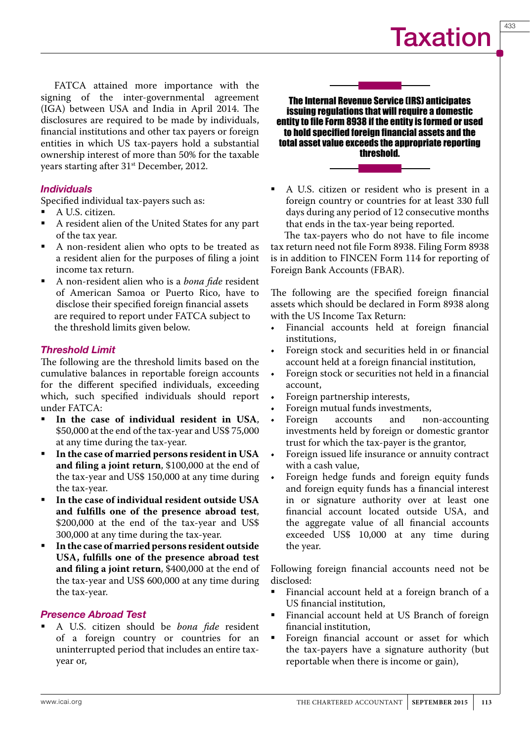FATCA attained more importance with the signing of the inter-governmental agreement (IGA) between USA and India in April 2014. The disclosures are required to be made by individuals, financial institutions and other tax payers or foreign entities in which US tax-payers hold a substantial ownership interest of more than 50% for the taxable years starting after 31st December, 2012.

### *Individuals*

Specified individual tax-payers such as:

- A U.S. citizen.
- A resident alien of the United States for any part of the tax year.
- A non-resident alien who opts to be treated as a resident alien for the purposes of filing a joint income tax return.
- A non-resident alien who is a *bona fide* resident of American Samoa or Puerto Rico, have to disclose their specified foreign financial assets are required to report under FATCA subject to the threshold limits given below.

### *Threshold Limit*

The following are the threshold limits based on the cumulative balances in reportable foreign accounts for the different specified individuals, exceeding which, such specified individuals should report under FATCA:

- **In the case of individual resident in USA**, $50,000 at the end of the tax-year and US$ 75,000 at any time during the tax-year.
- **In the case of married persons resident in USA and filing a joint return**, $100,000 at the end of the tax-year and US$ 150,000 at any time during the tax-year.
- **In the case of individual resident outside USA and fulfills one of the presence abroad test**, $200,000 at the end of the tax-year and US$ 300,000 at any time during the tax-year.
- **In the case of married persons resident outside USA, fulfills one of the presence abroad test and filing a joint return**, $400,000 at the end of the tax-year and US$ 600,000 at any time during the tax-year.

### *Presence Abroad Test*

- A U.S. citizen should be *bona fide* resident of a foreign country or countries for an uninterrupted period that includes an entire tax-year or,
- A U.S. citizen or resident who is present in a foreign country or countries for at least 330 full days during any period of 12 consecutive months that ends in the tax-year being reported.

The tax-payers who do not have to file income tax return need not file Form 8938. Filing Form 8938 is in addition to FINCEN Form 114 for reporting of Foreign Bank Accounts (FBAR).

**The Internal Revenue Service (IRS) anticipates issuing regulations that will require a domestic entity to file Form 8938 if the entity is formed or used to hold specified foreign financial assets and the total asset value exceeds the appropriate reporting threshold.**

The following are the specified foreign financial assets which should be declared in Form 8938 along with the US Income Tax Return:

- Financial accounts held at foreign financial institutions,
- Foreign stock and securities held in or financial account held at a foreign financial institution,
- Foreign stock or securities not held in a financial account,
- Foreign partnership interests,
- Foreign mutual funds investments,
- Foreign accounts and non-accounting investments held by foreign or domestic grantor trust for which the tax-payer is the grantor,
- Foreign issued life insurance or annuity contract with a cash value,
- Foreign hedge funds and foreign equity funds and foreign equity funds has a financial interest in or signature authority over at least one financial account located outside USA, and the aggregate value of all financial accounts exceeded US$ 10,000 at any time during the year.

Following foreign financial accounts need not be disclosed:

- Financial account held at a foreign branch of a US financial institution,
- Financial account held at US Branch of foreign financial institution,
- Foreign financial account or asset for which the tax-payers have a signature authority (but reportable when there is income or gain),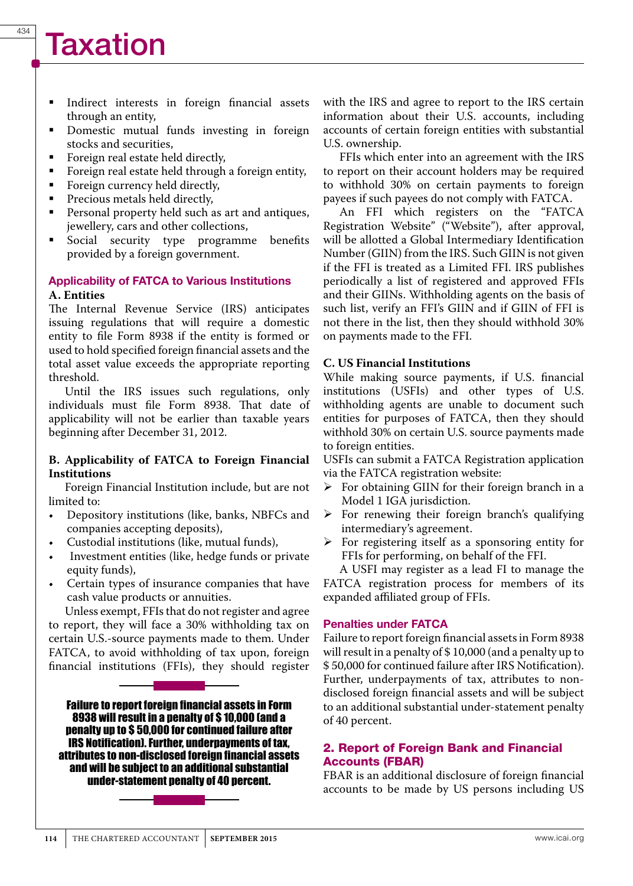- Indirect interests in foreign financial assets through an entity,
- Domestic mutual funds investing in foreign stocks and securities,
- Foreign real estate held directly,
- Foreign real estate held through a foreign entity,
- Foreign currency held directly,
- Precious metals held directly,
- Personal property held such as art and antiques, jewellery, cars and other collections,
- Social security type programme benefits provided by a foreign government.

### Applicability of FATCA to Various Institutions

**A. Entities**

The Internal Revenue Service (IRS) anticipates issuing regulations that will require a domestic entity to file Form 8938 if the entity is formed or used to hold specified foreign financial assets and the total asset value exceeds the appropriate reporting threshold.

Until the IRS issues such regulations, only individuals must file Form 8938. That date of applicability will not be earlier than taxable years beginning after December 31, 2012.

**B. Applicability of FATCA to Foreign Financial Institutions**

Foreign Financial Institution include, but are not limited to:

- Depository institutions (like, banks, NBFCs and companies accepting deposits),
- Custodial institutions (like, mutual funds),
- Investment entities (like, hedge funds or private equity funds),
- Certain types of insurance companies that have cash value products or annuities.

Unless exempt, FFIs that do not register and agree to report, they will face a 30% withholding tax on certain U.S.-source payments made to them. Under FATCA, to avoid withholding of tax upon, foreign financial institutions (FFIs), they should register with the IRS and agree to report to the IRS certain information about their U.S. accounts, including accounts of certain foreign entities with substantial U.S. ownership.

FFIs which enter into an agreement with the IRS to report on their account holders may be required to withhold 30% on certain payments to foreign payees if such payees do not comply with FATCA.

An FFI which registers on the "FATCA Registration Website" ("Website"), after approval, will be allotted a Global Intermediary Identification Number (GIIN) from the IRS. Such GIIN is not given if the FFI is treated as a Limited FFI. IRS publishes periodically a list of registered and approved FFIs and their GIINs. Withholding agents on the basis of such list, verify an FFI's GIIN and if GIIN of FFI is not there in the list, then they should withhold 30% on payments made to the FFI.

**C. US Financial Institutions**

While making source payments, if U.S. financial institutions (USFIs) and other types of U.S. withholding agents are unable to document such entities for purposes of FATCA, then they should withhold 30% on certain U.S. source payments made to foreign entities.

USFIs can submit a FATCA Registration application via the FATCA registration website:

- For obtaining GIIN for their foreign branch in a Model 1 IGA jurisdiction.
- For renewing their foreign branch's qualifying intermediary's agreement.
- For registering itself as a sponsoring entity for FFIs for performing, on behalf of the FFI.

A USFI may register as a lead FI to manage the FATCA registration process for members of its expanded affiliated group of FFIs.

### Penalties under FATCA

Failure to report foreign financial assets in Form 8938 will result in a penalty of $ 10,000 (and a penalty up to $ 50,000 for continued failure after IRS Notification). Further, underpayments of tax, attributes to non-disclosed foreign financial assets and will be subject to an additional substantial under-statement penalty of 40 percent.

**Failure to report foreign financial assets in Form 8938 will result in a penalty of $ 10,000 (and a penalty up to $ 50,000 for continued failure after IRS Notification). Further, underpayments of tax, attributes to non-disclosed foreign financial assets and will be subject to an additional substantial under-statement penalty of 40 percent.**

## 2. Report of Foreign Bank and Financial Accounts (FBAR)

FBAR is an additional disclosure of foreign financial accounts to be made by US persons including US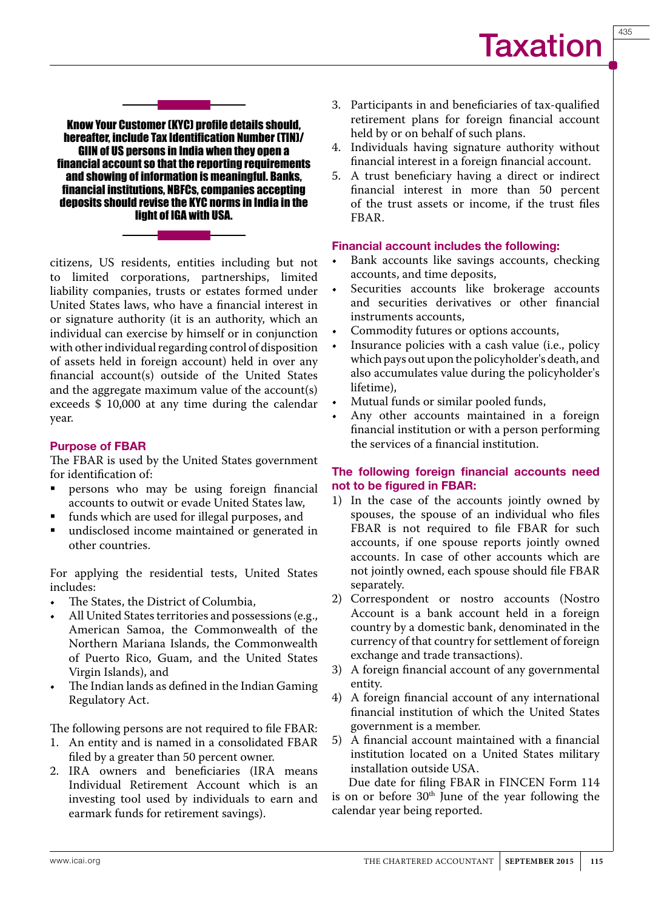**Know Your Customer (KYC) profile details should, hereafter, include Tax Identification Number (TIN)/ GIIN of US persons in India when they open a financial account so that the reporting requirements and showing of information is meaningful. Banks, financial institutions, NBFCs, companies accepting deposits should revise the KYC norms in India in the light of IGA with USA.**

citizens, US residents, entities including but not to limited corporations, partnerships, limited liability companies, trusts or estates formed under United States laws, who have a financial interest in or signature authority (it is an authority, which an individual can exercise by himself or in conjunction with other individual regarding control of disposition of assets held in foreign account) held in over any financial account(s) outside of the United States and the aggregate maximum value of the account(s) exceeds $ 10,000 at any time during the calendar year.

### Purpose of FBAR

The FBAR is used by the United States government for identification of:

- persons who may be using foreign financial accounts to outwit or evade United States law,
- funds which are used for illegal purposes, and
- undisclosed income maintained or generated in other countries.

For applying the residential tests, United States includes:

- The States, the District of Columbia,
- All United States territories and possessions (e.g., American Samoa, the Commonwealth of the Northern Mariana Islands, the Commonwealth of Puerto Rico, Guam, and the United States Virgin Islands), and
- The Indian lands as defined in the Indian Gaming Regulatory Act.

The following persons are not required to file FBAR:

1. An entity and is named in a consolidated FBAR filed by a greater than 50 percent owner.
2. IRA owners and beneficiaries (IRA means Individual Retirement Account which is an investing tool used by individuals to earn and earmark funds for retirement savings).
3. Participants in and beneficiaries of tax-qualified retirement plans for foreign financial account held by or on behalf of such plans.
4. Individuals having signature authority without financial interest in a foreign financial account.
5. A trust beneficiary having a direct or indirect financial interest in more than 50 percent of the trust assets or income, if the trust files FBAR.

### Financial account includes the following:

- Bank accounts like savings accounts, checking accounts, and time deposits,
- Securities accounts like brokerage accounts and securities derivatives or other financial instruments accounts,
- Commodity futures or options accounts,
- Insurance policies with a cash value (i.e., policy which pays out upon the policyholder's death, and also accumulates value during the policyholder's lifetime),
- Mutual funds or similar pooled funds,
- Any other accounts maintained in a foreign financial institution or with a person performing the services of a financial institution.

### The following foreign financial accounts need not to be figured in FBAR:

1) In the case of the accounts jointly owned by spouses, the spouse of an individual who files FBAR is not required to file FBAR for such accounts, if one spouse reports jointly owned accounts. In case of other accounts which are not jointly owned, each spouse should file FBAR separately.
2) Correspondent or nostro accounts (Nostro Account is a bank account held in a foreign country by a domestic bank, denominated in the currency of that country for settlement of foreign exchange and trade transactions).
3) A foreign financial account of any governmental entity.
4) A foreign financial account of any international financial institution of which the United States government is a member.
5) A financial account maintained with a financial institution located on a United States military installation outside USA.

Due date for filing FBAR in FINCEN Form 114 is on or before 30th June of the year following the calendar year being reported.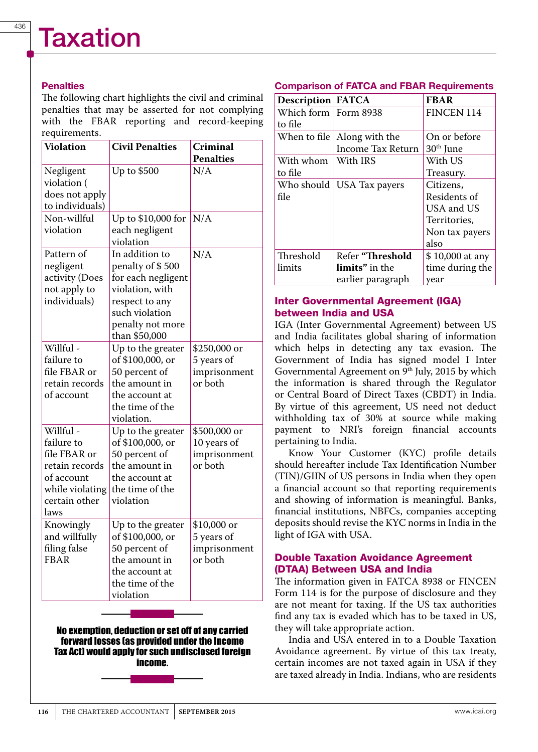# Taxation

## Penalties

The following chart highlights the civil and criminal penalties that may be asserted for not complying with the FBAR reporting and record-keeping requirements.

| Violation | Civil Penalties | Criminal Penalties |
|---|---|---|
| Negligent violation ( does not apply to individuals) | Up to $500 | N/A |
| Non-willful violation | Up to $10,000 for each negligent violation | N/A |
| Pattern of negligent activity (Does not apply to individuals) | In addition to penalty of $ 500 for each negligent violation, with respect to any such violation penalty not more than $50,000 | N/A |
| Willful - failure to file FBAR or retain records of account | Up to the greater of $100,000, or 50 percent of the amount in the account at the time of the violation. | $250,000 or 5 years of imprisonment or both |
| Willful - failure to file FBAR or retain records of account while violating certain other laws | Up to the greater of $100,000, or 50 percent of the amount in the account at the time of the violation | $500,000 or 10 years of imprisonment or both |
| Knowingly and willfully filing false FBAR | Up to the greater of $100,000, or 50 percent of the amount in the account at the time of the violation | $10,000 or 5 years of imprisonment or both |

**No exemption, deduction or set off of any carried forward losses (as provided under the Income Tax Act) would apply for such undisclosed foreign income.**

## Comparison of FATCA and FBAR Requirements

| Description | FATCA | FBAR |
|---|---|---|
| Which form to file | Form 8938 | FINCEN 114 |
| When to file | Along with the Income Tax Return | On or before 30th June |
| With whom to file | With IRS | With US Treasury. |
| Who should file | USA Tax payers | Citizens, Residents of USA and US Territories, Non tax payers also |
| Threshold limits | Refer **"Threshold limits"** in the earlier paragraph | $ 10,000 at any time during the year |

## Inter Governmental Agreement (IGA) between India and USA

IGA (Inter Governmental Agreement) between US and India facilitates global sharing of information which helps in detecting any tax evasion. The Government of India has signed model I Inter Governmental Agreement on 9th July, 2015 by which the information is shared through the Regulator or Central Board of Direct Taxes (CBDT) in India. By virtue of this agreement, US need not deduct withholding tax of 30% at source while making payment to NRI's foreign financial accounts pertaining to India.

Know Your Customer (KYC) profile details should hereafter include Tax Identification Number (TIN)/GIIN of US persons in India when they open a financial account so that reporting requirements and showing of information is meaningful. Banks, financial institutions, NBFCs, companies accepting deposits should revise the KYC norms in India in the light of IGA with USA.

## Double Taxation Avoidance Agreement (DTAA) Between USA and India

The information given in FATCA 8938 or FINCEN Form 114 is for the purpose of disclosure and they are not meant for taxing. If the US tax authorities find any tax is evaded which has to be taxed in US, they will take appropriate action.

India and USA entered in to a Double Taxation Avoidance agreement. By virtue of this tax treaty, certain incomes are not taxed again in USA if they are taxed already in India. Indians, who are residents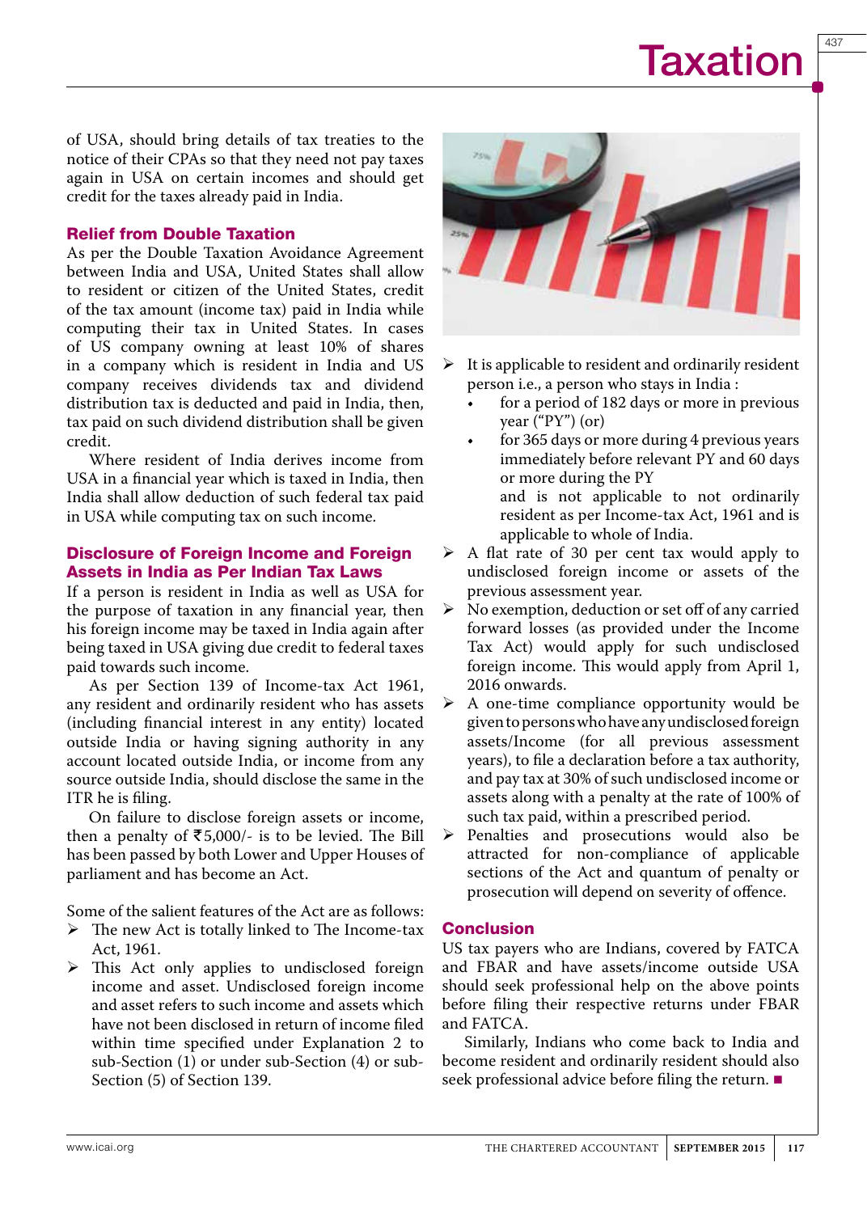of USA, should bring details of tax treaties to the notice of their CPAs so that they need not pay taxes again in USA on certain incomes and should get credit for the taxes already paid in India.

### Relief from Double Taxation

As per the Double Taxation Avoidance Agreement between India and USA, United States shall allow to resident or citizen of the United States, credit of the tax amount (income tax) paid in India while computing their tax in United States. In cases of US company owning at least 10% of shares in a company which is resident in India and US company receives dividends tax and dividend distribution tax is deducted and paid in India, then, tax paid on such dividend distribution shall be given credit.

Where resident of India derives income from USA in a financial year which is taxed in India, then India shall allow deduction of such federal tax paid in USA while computing tax on such income.

### Disclosure of Foreign Income and Foreign Assets in India as Per Indian Tax Laws

If a person is resident in India as well as USA for the purpose of taxation in any financial year, then his foreign income may be taxed in India again after being taxed in USA giving due credit to federal taxes paid towards such income.

As per Section 139 of Income-tax Act 1961, any resident and ordinarily resident who has assets (including financial interest in any entity) located outside India or having signing authority in any account located outside India, or income from any source outside India, should disclose the same in the ITR he is filing.

On failure to disclose foreign assets or income, then a penalty of ₹5,000/- is to be levied. The Bill has been passed by both Lower and Upper Houses of parliament and has become an Act.

Some of the salient features of the Act are as follows:

- The new Act is totally linked to The Income-tax Act, 1961.
- This Act only applies to undisclosed foreign income and asset. Undisclosed foreign income and asset refers to such income and assets which have not been disclosed in return of income filed within time specified under Explanation 2 to sub-Section (1) or under sub-Section (4) or sub-Section (5) of Section 139.
- It is applicable to resident and ordinarily resident person i.e., a person who stays in India :
  - for a period of 182 days or more in previous year ("PY") (or)
  - for 365 days or more during 4 previous years immediately before relevant PY and 60 days or more during the PY

    and is not applicable to not ordinarily resident as per Income-tax Act, 1961 and is applicable to whole of India.
- A flat rate of 30 per cent tax would apply to undisclosed foreign income or assets of the previous assessment year.
- No exemption, deduction or set off of any carried forward losses (as provided under the Income Tax Act) would apply for such undisclosed foreign income. This would apply from April 1, 2016 onwards.
- A one-time compliance opportunity would be given to persons who have any undisclosed foreign assets/Income (for all previous assessment years), to file a declaration before a tax authority, and pay tax at 30% of such undisclosed income or assets along with a penalty at the rate of 100% of such tax paid, within a prescribed period.
- Penalties and prosecutions would also be attracted for non-compliance of applicable sections of the Act and quantum of penalty or prosecution will depend on severity of offence.

### Conclusion

US tax payers who are Indians, covered by FATCA and FBAR and have assets/income outside USA should seek professional help on the above points before filing their respective returns under FBAR and FATCA.

Similarly, Indians who come back to India and become resident and ordinarily resident should also seek professional advice before filing the return. ■